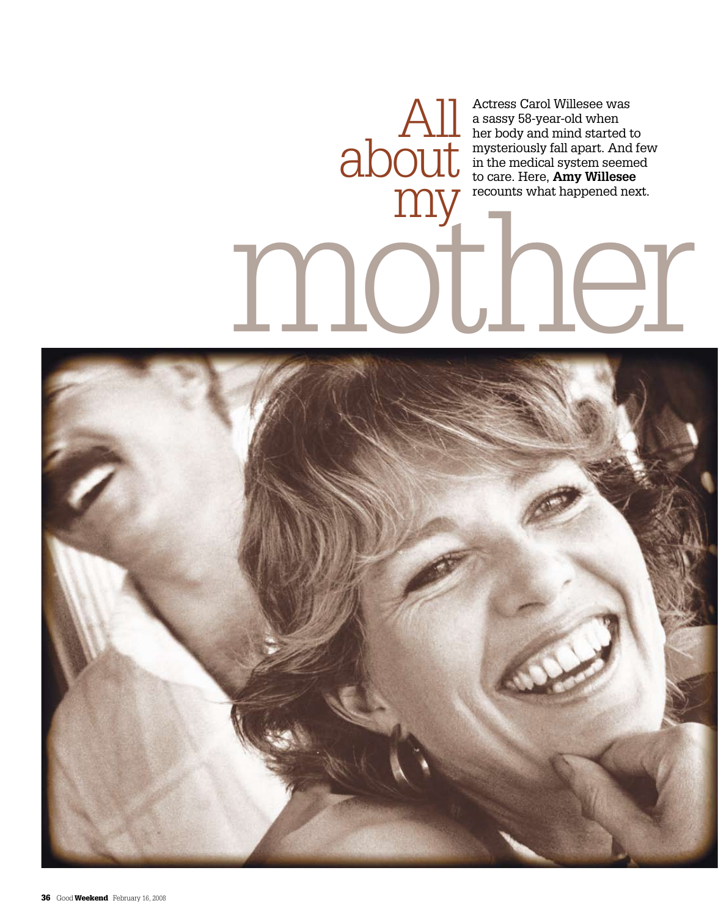# All about my mother

Actress Carol Willesee was a sassy 58-year-old when her body and mind started to mysteriously fall apart. And few in the medical system seemed to care. Here, **Amy Willesee** recounts what happened next.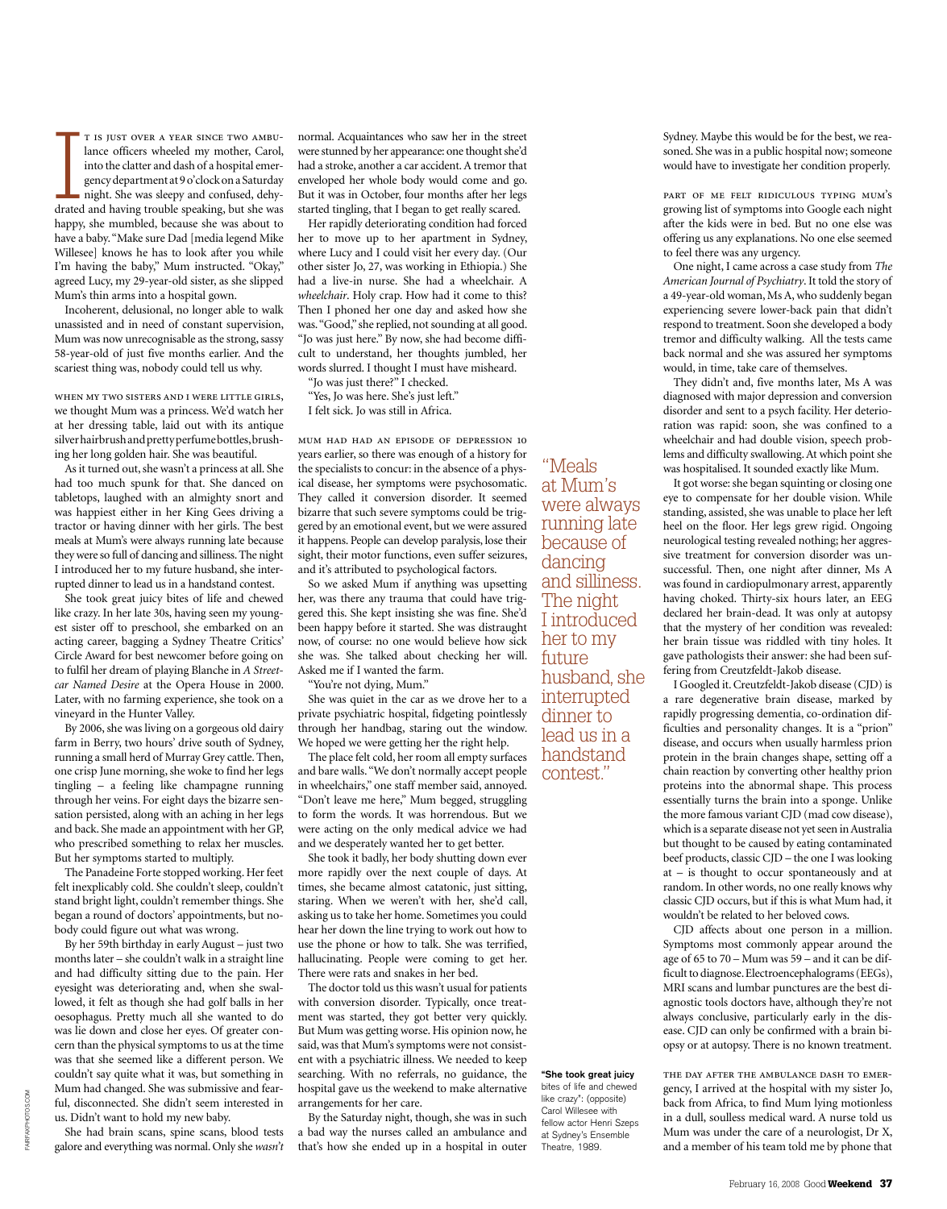It is just over a year since two ambulance officers wheeled my mother, Carol, into the clatter and dash of a hospital emergency department at 9 o'clock on a Saturday night. She was sleepy and confused, dehydrated and having trouble speaking, but she was happy, she mumbled, because she was about to have a baby. "Make sure Dad [media legend Mike Willesee] knows he has to look after you while I'm having the baby," Mum instructed. "Okay," agreed Lucy, my 29-year-old sister, as she slipped Mum's thin arms into a hospital gown.

Incoherent, delusional, no longer able to walk unassisted and in need of constant supervision, Mum was now unrecognisable as the strong, sassy 58-year-old of just five months earlier. And the scariest thing was, nobody could tell us why.

When my two sisters and I were little girls, we thought Mum was a princess. We'd watch her at her dressing table, laid out with its antique silver hairbrush and pretty perfume bottles, brushing her long golden hair. She was beautiful.

As it turned out, she wasn't a princess at all. She had too much spunk for that. She danced on tabletops, laughed with an almighty snort and was happiest either in her King Gees driving a tractor or having dinner with her girls. The best meals at Mum's were always running late because they were so full of dancing and silliness. The night I introduced her to my future husband, she interrupted dinner to lead us in a handstand contest.

She took great juicy bites of life and chewed like crazy. In her late 30s, having seen my youngest sister off to preschool, she embarked on an acting career, bagging a Sydney Theatre Critics' Circle Award for best newcomer before going on to fulfil her dream of playing Blanche in *A Streetcar Named Desire* at the Opera House in 2000. Later, with no farming experience, she took on a vineyard in the Hunter Valley.

By 2006, she was living on a gorgeous old dairy farm in Berry, two hours' drive south of Sydney, running a small herd of Murray Grey cattle. Then, one crisp June morning, she woke to find her legs tingling – a feeling like champagne running through her veins. For eight days the bizarre sensation persisted, along with an aching in her legs and back. She made an appointment with her GP, who prescribed something to relax her muscles. But her symptoms started to multiply.

The Panadeine Forte stopped working. Her feet felt inexplicably cold. She couldn't sleep, couldn't stand bright light, couldn't remember things. She began a round of doctors' appointments, but nobody could figure out what was wrong.

By her 59th birthday in early August – just two months later – she couldn't walk in a straight line and had difficulty sitting due to the pain. Her eyesight was deteriorating and, when she swallowed, it felt as though she had golf balls in her oesophagus. Pretty much all she wanted to do was lie down and close her eyes. Of greater concern than the physical symptoms to us at the time was that she seemed like a different person. We couldn't say quite what it was, but something in Mum had changed. She was submissive and fearful, disconnected. She didn't seem interested in us. Didn't want to hold my new baby.

She had brain scans, spine scans, blood tests galore and everything was normal. Only she *wasn't* normal. Acquaintances who saw her in the street were stunned by her appearance: one thought she'd had a stroke, another a car accident. A tremor that enveloped her whole body would come and go. But it was in October, four months after her legs started tingling, that I began to get really scared.

Her rapidly deteriorating condition had forced her to move up to her apartment in Sydney, where Lucy and I could visit her every day. (Our other sister Jo, 27, was working in Ethiopia.) She had a live-in nurse. She had a wheelchair. A *wheelchair*. Holy crap. How had it come to this? Then I phoned her one day and asked how she was. "Good," she replied, not sounding at all good. "Jo was just here." By now, she had become difficult to understand, her thoughts jumbled, her words slurred. I thought I must have misheard.

"Jo was just there?" I checked.

"Yes, Jo was here. She's just left."

I felt sick. Jo was still in Africa.

Mum had had an episode of depression 10 years earlier, so there was enough of a history for the specialists to concur: in the absence of a physical disease, her symptoms were psychosomatic. They called it conversion disorder. It seemed bizarre that such severe symptoms could be triggered by an emotional event, but we were assured it happens. People can develop paralysis, lose their sight, their motor functions, even suffer seizures, and it's attributed to psychological factors.

So we asked Mum if anything was upsetting her, was there any trauma that could have triggered this. She kept insisting she was fine. She'd been happy before it started. She was distraught now, of course: no one would believe how sick she was. She talked about checking her will. Asked me if I wanted the farm.

"You're not dying, Mum."

She was quiet in the car as we drove her to a private psychiatric hospital, fidgeting pointlessly through her handbag, staring out the window. We hoped we were getting her the right help.

The place felt cold, her room all empty surfaces and bare walls. "We don't normally accept people in wheelchairs," one staff member said, annoyed. "Don't leave me here," Mum begged, struggling to form the words. It was horrendous. But we were acting on the only medical advice we had and we desperately wanted her to get better.

She took it badly, her body shutting down ever more rapidly over the next couple of days. At times, she became almost catatonic, just sitting, staring. When we weren't with her, she'd call, asking us to take her home. Sometimes you could hear her down the line trying to work out how to use the phone or how to talk. She was terrified, hallucinating. People were coming to get her. There were rats and snakes in her bed.

The doctor told us this wasn't usual for patients with conversion disorder. Typically, once treatment was started, they got better very quickly. But Mum was getting worse. His opinion now, he said, was that Mum's symptoms were not consistent with a psychiatric illness. We needed to keep searching. With no referrals, no guidance, the hospital gave us the weekend to make alternative arrangements for her care.

By the Saturday night, though, she was in such a bad way the nurses called an ambulance and that's how she ended up in a hospital in outer Sydney. Maybe this would be for the best, we reasoned. She was in a public hospital now; someone would have to investigate her condition properly.

> "Meals at Mum's were always running late because of dancing and silliness. The night I introduced her to my future husband, she interrupted dinner to lead us in a handstand contest."

Part of me felt ridiculous typing Mum's growing list of symptoms into Google each night after the kids were in bed. But no one else was offering us any explanations. No one else seemed to feel there was any urgency.

One night, I came across a case study from *The American Journal of Psychiatry*. It told the story of a 49-year-old woman, Ms A, who suddenly began experiencing severe lower-back pain that didn't respond to treatment. Soon she developed a body tremor and difficulty walking. All the tests came back normal and she was assured her symptoms would, in time, take care of themselves.

They didn't and, five months later, Ms A was diagnosed with major depression and conversion disorder and sent to a psych facility. Her deterioration was rapid: soon, she was confined to a wheelchair and had double vision, speech problems and difficulty swallowing. At which point she was hospitalised. It sounded exactly like Mum.

It got worse: she began squinting or closing one eye to compensate for her double vision. While standing, assisted, she was unable to place her left heel on the floor. Her legs grew rigid. Ongoing neurological testing revealed nothing; her aggressive treatment for conversion disorder was unsuccessful. Then, one night after dinner, Ms A was found in cardiopulmonary arrest, apparently having choked. Thirty-six hours later, an EEG declared her brain-dead. It was only at autopsy that the mystery of her condition was revealed: her brain tissue was riddled with tiny holes. It gave pathologists their answer: she had been suffering from Creutzfeldt-Jakob disease.

I Googled it. Creutzfeldt-Jakob disease (CJD) is a rare degenerative brain disease, marked by rapidly progressing dementia, co-ordination difficulties and personality changes. It is a "prion" disease, and occurs when usually harmless prion protein in the brain changes shape, setting off a chain reaction by converting other healthy prion proteins into the abnormal shape. This process essentially turns the brain into a sponge. Unlike the more famous variant CJD (mad cow disease), which is a separate disease not yet seen in Australia but thought to be caused by eating contaminated beef products, classic CJD – the one I was looking at – is thought to occur spontaneously and at random. In other words, no one really knows why classic CJD occurs, but if this is what Mum had, it wouldn't be related to her beloved cows.

CJD affects about one person in a million. Symptoms most commonly appear around the age of 65 to 70 – Mum was 59 – and it can be difficult to diagnose. Electroencephalograms (EEGs), MRI scans and lumbar punctures are the best diagnostic tools doctors have, although they're not always conclusive, particularly early in the disease. CJD can only be confirmed with a brain biopsy or at autopsy. There is no known treatment.

The day after the ambulance dash to emergency, I arrived at the hospital with my sister Jo, back from Africa, to find Mum lying motionless in a dull, soulless medical ward. A nurse told us Mum was under the care of a neurologist, Dr X, and a member of his team told me by phone that

**"She took great juicy bites of life and chewed like crazy":** (opposite) Carol Willesee with fellow actor Henri Szeps at Sydney's Ensemble Theatre, 1989.

FAIRFAXPHOTOS.COM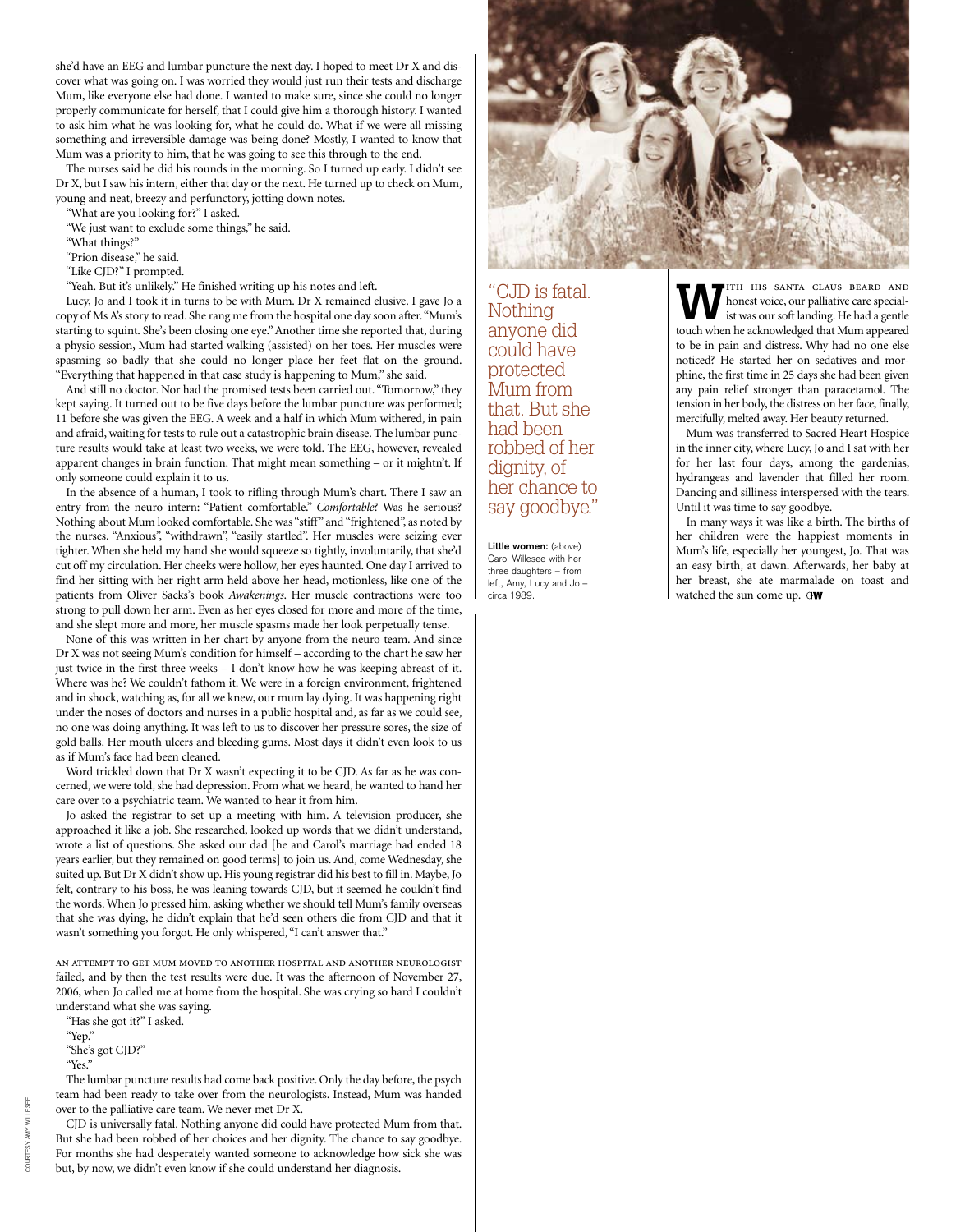she'd have an EEG and lumbar puncture the next day. I hoped to meet Dr X and discover what was going on. I was worried they would just run their tests and discharge Mum, like everyone else had done. I wanted to make sure, since she could no longer properly communicate for herself, that I could give him a thorough history. I wanted to ask him what he was looking for, what he could do. What if we were all missing something and irreversible damage was being done? Mostly, I wanted to know that Mum was a priority to him, that he was going to see this through to the end.

The nurses said he did his rounds in the morning. So I turned up early. I didn't see Dr X, but I saw his intern, either that day or the next. He turned up to check on Mum, young and neat, breezy and perfunctory, jotting down notes.

"What are you looking for?" I asked.

"We just want to exclude some things," he said.

"What things?"

"Prion disease," he said.

"Like CJD?" I prompted.

"Yeah. But it's unlikely." He finished writing up his notes and left.

Lucy, Jo and I took it in turns to be with Mum. Dr X remained elusive. I gave Jo a copy of Ms A's story to read. She rang me from the hospital one day soon after. "Mum's starting to squint. She's been closing one eye." Another time she reported that, during a physio session, Mum had started walking (assisted) on her toes. Her muscles were spasming so badly that she could no longer place her feet flat on the ground. "Everything that happened in that case study is happening to Mum," she said.

And still no doctor. Nor had the promised tests been carried out. "Tomorrow," they kept saying. It turned out to be five days before the lumbar puncture was performed; 11 before she was given the EEG. A week and a half in which Mum withered, in pain and afraid, waiting for tests to rule out a catastrophic brain disease. The lumbar puncture results would take at least two weeks, we were told. The EEG, however, revealed apparent changes in brain function. That might mean something – or it mightn't. If only someone could explain it to us.

In the absence of a human, I took to rifling through Mum's chart. There I saw an entry from the neuro intern: "Patient comfortable." *Comfortable*? Was he serious? Nothing about Mum looked comfortable. She was "stiff" and "frightened", as noted by the nurses. "Anxious", "withdrawn", "easily startled". Her muscles were seizing ever tighter. When she held my hand she would squeeze so tightly, involuntarily, that she'd cut off my circulation. Her cheeks were hollow, her eyes haunted. One day I arrived to find her sitting with her right arm held above her head, motionless, like one of the patients from Oliver Sacks's book *Awakenings*. Her muscle contractions were too strong to pull down her arm. Even as her eyes closed for more and more of the time, and she slept more and more, her muscle spasms made her look perpetually tense.

None of this was written in her chart by anyone from the neuro team. And since Dr X was not seeing Mum's condition for himself – according to the chart he saw her just twice in the first three weeks – I don't know how he was keeping abreast of it. Where was he? We couldn't fathom it. We were in a foreign environment, frightened and in shock, watching as, for all we knew, our mum lay dying. It was happening right under the noses of doctors and nurses in a public hospital and, as far as we could see, no one was doing anything. It was left to us to discover her pressure sores, the size of gold balls. Her mouth ulcers and bleeding gums. Most days it didn't even look to us as if Mum's face had been cleaned.

Word trickled down that Dr X wasn't expecting it to be CJD. As far as he was concerned, we were told, she had depression. From what we heard, he wanted to hand her care over to a psychiatric team. We wanted to hear it from him.

Jo asked the registrar to set up a meeting with him. A television producer, she approached it like a job. She researched, looked up words that we didn't understand, wrote a list of questions. She asked our dad [he and Carol's marriage had ended 18 years earlier, but they remained on good terms] to join us. And, come Wednesday, she suited up. But Dr X didn't show up. His young registrar did his best to fill in. Maybe, Jo felt, contrary to his boss, he was leaning towards CJD, but it seemed he couldn't find the words. When Jo pressed him, asking whether we should tell Mum's family overseas that she was dying, he didn't explain that he'd seen others die from CJD and that it wasn't something you forgot. He only whispered, "I can't answer that."

An attempt to get Mum moved to another hospital and another neurologist failed, and by then the test results were due. It was the afternoon of November 27, 2006, when Jo called me at home from the hospital. She was crying so hard I couldn't understand what she was saying.

"Has she got it?" I asked.

"Yep."

"She's got CJD?"

"Yes."

The lumbar puncture results had come back positive. Only the day before, the psych team had been ready to take over from the neurologists. Instead, Mum was handed over to the palliative care team. We never met Dr X.

CJD is universally fatal. Nothing anyone did could have protected Mum from that. But she had been robbed of her choices and her dignity. The chance to say goodbye. For months she had desperately wanted someone to acknowledge how sick she was but, by now, we didn't even know if she could understand her diagnosis.

"CJD is fatal. Nothing anyone did could have protected Mum from that. But she had been robbed of her dignity, of her chance to say goodbye."

**Little women:** (above) Carol Willesee with her three daughters – from left, Amy, Lucy and Jo – circa 1989.

With his Santa Claus beard and honest voice, our palliative care specialist was our soft landing. He had a gentle touch when he acknowledged that Mum appeared to be in pain and distress. Why had no one else noticed? He started her on sedatives and morphine, the first time in 25 days she had been given any pain relief stronger than paracetamol. The tension in her body, the distress on her face, finally, mercifully, melted away. Her beauty returned.

Mum was transferred to Sacred Heart Hospice in the inner city, where Lucy, Jo and I sat with her for her last four days, among the gardenias, hydrangeas and lavender that filled her room. Dancing and silliness interspersed with the tears. Until it was time to say goodbye.

In many ways it was like a birth. The births of her children were the happiest moments in Mum's life, especially her youngest, Jo. That was an easy birth, at dawn. Afterwards, her baby at her breast, she ate marmalade on toast and watched the sun come up. GW

COURTESY AMY WILLESEE